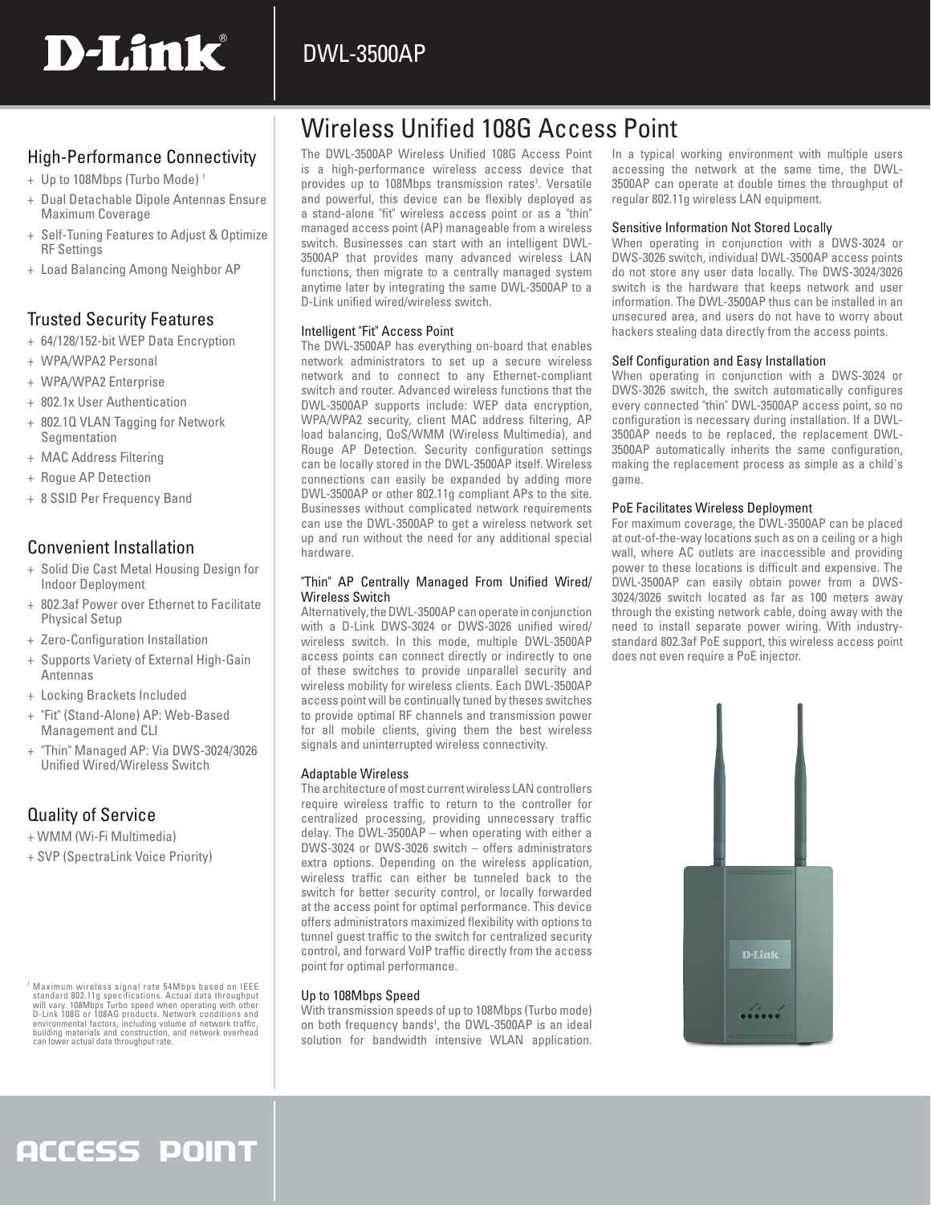# DWL-3500AP

## Wireless Unified 108G Access Point

### High-Performance Connectivity

- Up to 108Mbps (Turbo Mode) [1]
- Dual Detachable Dipole Antennas Ensure Maximum Coverage
- Self-Tuning Features to Adjust & Optimize RF Settings
- Load Balancing Among Neighbor AP

### Trusted Security Features

- 64/128/152-bit WEP Data Encryption
- WPA/WPA2 Personal
- WPA/WPA2 Enterprise
- 802.1x User Authentication
- 802.1Q VLAN Tagging for Network Segmentation
- MAC Address Filtering
- Rogue AP Detection
- 8 SSID Per Frequency Band

### Convenient Installation

- Solid Die Cast Metal Housing Design for Indoor Deployment
- 802.3af Power over Ethernet to Facilitate Physical Setup
- Zero-Configuration Installation
- Supports Variety of External High-Gain Antennas
- Locking Brackets Included
- "Fit" (Stand-Alone) AP: Web-Based Management and CLI
- "Thin" Managed AP: Via DWS-3024/3026 Unified Wired/Wireless Switch

### Quality of Service

- WMM (Wi-Fi Multimedia)
- SVP (SpectraLink Voice Priority)

[1] Maximum wireless signal rate 54Mbps based on IEEE standard 802.11g specifications. Actual data throughput will vary. 108Mbps Turbo speed when operating with other D-Link 108G or 108AG products. Network conditions and environmental factors, including volume of network traffic, building materials and construction, and network overhead can lower actual data throughput rate.

The DWL-3500AP Wireless Unified 108G Access Point is a high-performance wireless access device that provides up to 108Mbps transmission rates[1]. Versatile and powerful, this device can be flexibly deployed as a stand-alone "fit" wireless access point or as a "thin" managed access point (AP) manageable from a wireless switch. Businesses can start with an intelligent DWL-3500AP that provides many advanced wireless LAN functions, then migrate to a centrally managed system anytime later by integrating the same DWL-3500AP to a D-Link unified wired/wireless switch.

### Intelligent "Fit" Access Point

The DWL-3500AP has everything on-board that enables network administrators to set up a secure wireless network and to connect to any Ethernet-compliant switch and router. Advanced wireless functions that the DWL-3500AP supports include: WEP data encryption, WPA/WPA2 security, client MAC address filtering, AP load balancing, QoS/WMM (Wireless Multimedia), and Rouge AP Detection. Security configuration settings can be locally stored in the DWL-3500AP itself. Wireless connections can easily be expanded by adding more DWL-3500AP or other 802.11g compliant APs to the site. Businesses without complicated network requirements can use the DWL-3500AP to get a wireless network set up and run without the need for any additional special hardware.

### "Thin" AP Centrally Managed From Unified Wired/ Wireless Switch

Alternatively, the DWL-3500AP can operate in conjunction with a D-Link DWS-3024 or DWS-3026 unified wired/ wireless switch. In this mode, multiple DWL-3500AP access points can connect directly or indirectly to one of these switches to provide unparallel security and wireless mobility for wireless clients. Each DWL-3500AP access point will be continually tuned by theses switches to provide optimal RF channels and transmission power for all mobile clients, giving them the best wireless signals and uninterrupted wireless connectivity.

### Adaptable Wireless

The architecture of most current wireless LAN controllers require wireless traffic to return to the controller for centralized processing, providing unnecessary traffic delay. The DWL-3500AP – when operating with either a DWS-3024 or DWS-3026 switch – offers administrators extra options. Depending on the wireless application, wireless traffic can either be tunneled back to the switch for better security control, or locally forwarded at the access point for optimal performance. This device offers administrators maximized flexibility with options to tunnel guest traffic to the switch for centralized security control, and forward VoIP traffic directly from the access point for optimal performance.

### Up to 108Mbps Speed

With transmission speeds of up to 108Mbps (Turbo mode) on both frequency bands[1], the DWL-3500AP is an ideal solution for bandwidth intensive WLAN application. In a typical working environment with multiple users accessing the network at the same time, the DWL-3500AP can operate at double times the throughput of regular 802.11g wireless LAN equipment.

### Sensitive Information Not Stored Locally

When operating in conjunction with a DWS-3024 or DWS-3026 switch, individual DWL-3500AP access points do not store any user data locally. The DWS-3024/3026 switch is the hardware that keeps network and user information. The DWL-3500AP thus can be installed in an unsecured area, and users do not have to worry about hackers stealing data directly from the access points.

### Self Configuration and Easy Installation

When operating in conjunction with a DWS-3024 or DWS-3026 switch, the switch automatically configures every connected "thin" DWL-3500AP access point, so no configuration is necessary during installation. If a DWL-3500AP needs to be replaced, the replacement DWL-3500AP automatically inherits the same configuration, making the replacement process as simple as a child's game.

### PoE Facilitates Wireless Deployment

For maximum coverage, the DWL-3500AP can be placed at out-of-the-way locations such as on a ceiling or a high wall, where AC outlets are inaccessible and providing power to these locations is difficult and expensive. The DWL-3500AP can easily obtain power from a DWS-3024/3026 switch located as far as 100 meters away through the existing network cable, doing away with the need to install separate power wiring. With industry-standard 802.3af PoE support, this wireless access point does not even require a PoE injector.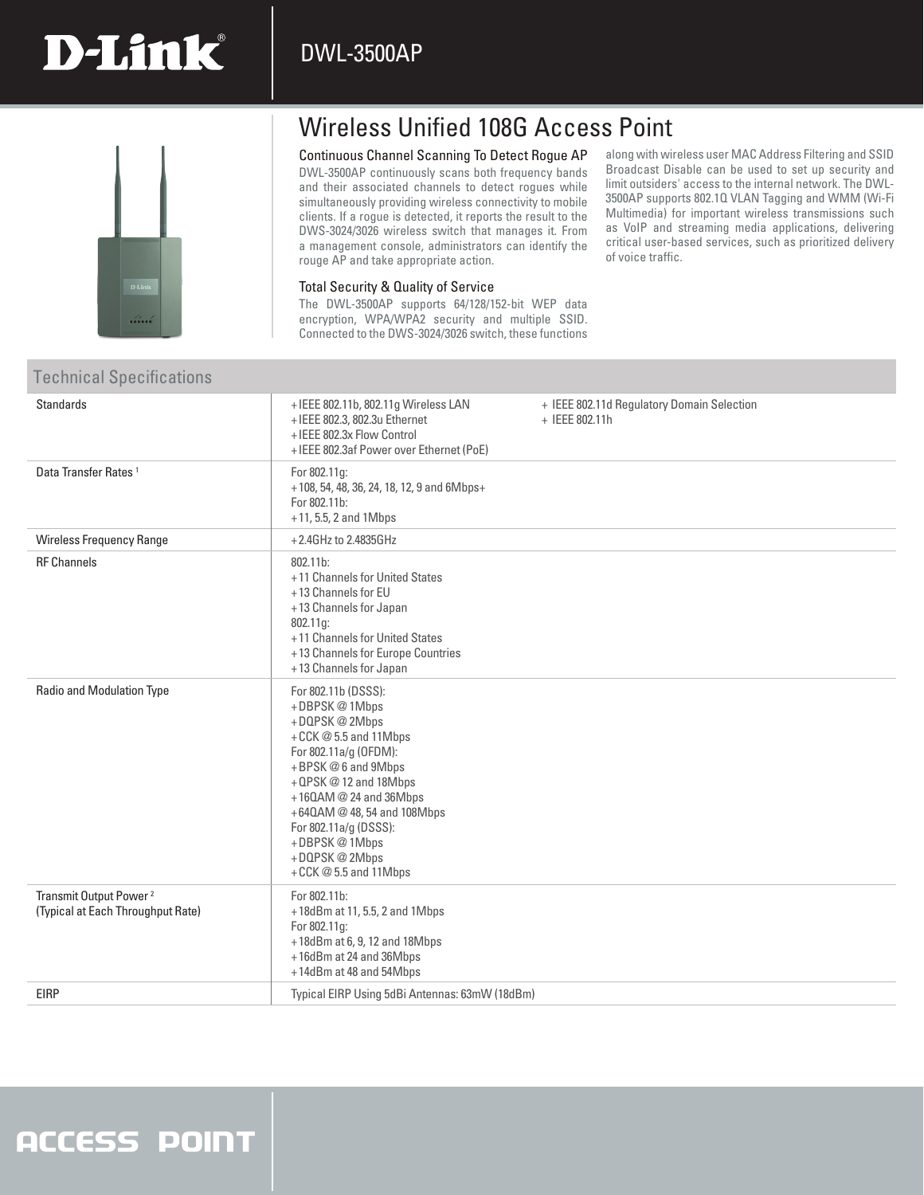# D-Link DWL-3500AP

## Wireless Unified 108G Access Point

### Continuous Channel Scanning To Detect Rogue AP

DWL-3500AP continuously scans both frequency bands and their associated channels to detect rogues while simultaneously providing wireless connectivity to mobile clients. If a rogue is detected, it reports the result to the DWS-3024/3026 wireless switch that manages it. From a management console, administrators can identify the rouge AP and take appropriate action.

### Total Security & Quality of Service

The DWL-3500AP supports 64/128/152-bit WEP data encryption, WPA/WPA2 security and multiple SSID. Connected to the DWS-3024/3026 switch, these functions along with wireless user MAC Address Filtering and SSID Broadcast Disable can be used to set up security and limit outsiders' access to the internal network. The DWL-3500AP supports 802.1Q VLAN Tagging and WMM (Wi-Fi Multimedia) for important wireless transmissions such as VoIP and streaming media applications, delivering critical user-based services, such as prioritized delivery of voice traffic.

## Technical Specifications

| | | |
|---|---|---|
| Standards | + IEEE 802.11b, 802.11g Wireless LAN<br>+ IEEE 802.3, 802.3u Ethernet<br>+ IEEE 802.3x Flow Control<br>+ IEEE 802.3af Power over Ethernet (PoE) | + IEEE 802.11d Regulatory Domain Selection<br>+ IEEE 802.11h |
| Data Transfer Rates [1] | For 802.11g:<br>+ 108, 54, 48, 36, 24, 18, 12, 9 and 6Mbps+<br>For 802.11b:<br>+ 11, 5.5, 2 and 1Mbps | |
| Wireless Frequency Range | + 2.4GHz to 2.4835GHz | |
| RF Channels | 802.11b:<br>+ 11 Channels for United States<br>+ 13 Channels for EU<br>+ 13 Channels for Japan<br>802.11g:<br>+ 11 Channels for United States<br>+ 13 Channels for Europe Countries<br>+ 13 Channels for Japan | |
| Radio and Modulation Type | For 802.11b (DSSS):<br>+ DBPSK @ 1Mbps<br>+ DQPSK @ 2Mbps<br>+ CCK @ 5.5 and 11Mbps<br>For 802.11a/g (OFDM):<br>+ BPSK @ 6 and 9Mbps<br>+ QPSK @ 12 and 18Mbps<br>+ 16QAM @ 24 and 36Mbps<br>+ 64QAM @ 48, 54 and 108Mbps<br>For 802.11a/g (DSSS):<br>+ DBPSK @ 1Mbps<br>+ DQPSK @ 2Mbps<br>+ CCK @ 5.5 and 11Mbps | |
| Transmit Output Power [2]<br>(Typical at Each Throughput Rate) | For 802.11b:<br>+ 18dBm at 11, 5.5, 2 and 1Mbps<br>For 802.11g:<br>+ 18dBm at 6, 9, 12 and 18Mbps<br>+ 16dBm at 24 and 36Mbps<br>+ 14dBm at 48 and 54Mbps | |
| EIRP | Typical EIRP Using 5dBi Antennas: 63mW (18dBm) | |

ACCESS POINT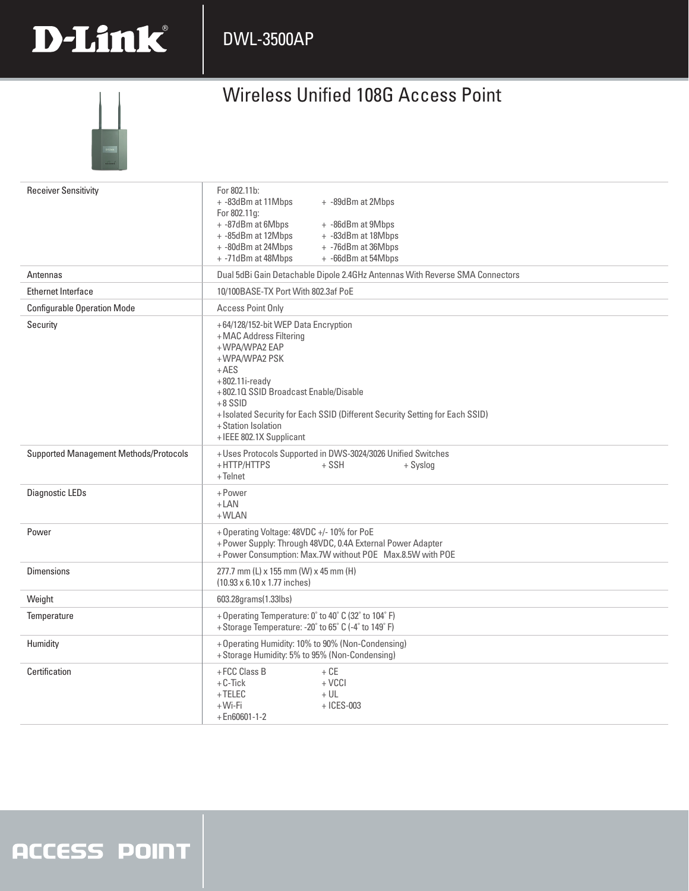# DWL-3500AP

## Wireless Unified 108G Access Point

| | |
|---|---|
| Receiver Sensitivity | For 802.11b:<br>+ -83dBm at 11Mbps + -89dBm at 2Mbps<br>For 802.11g:<br>+ -87dBm at 6Mbps + -86dBm at 9Mbps<br>+ -85dBm at 12Mbps + -83dBm at 18Mbps<br>+ -80dBm at 24Mbps + -76dBm at 36Mbps<br>+ -71dBm at 48Mbps + -66dBm at 54Mbps |
| Antennas | Dual 5dBi Gain Detachable Dipole 2.4GHz Antennas With Reverse SMA Connectors |
| Ethernet Interface | 10/100BASE-TX Port With 802.3af PoE |
| Configurable Operation Mode | Access Point Only |
| Security | + 64/128/152-bit WEP Data Encryption<br>+ MAC Address Filtering<br>+ WPA/WPA2 EAP<br>+ WPA/WPA2 PSK<br>+ AES<br>+ 802.11i-ready<br>+ 802.1Q SSID Broadcast Enable/Disable<br>+ 8 SSID<br>+ Isolated Security for Each SSID (Different Security Setting for Each SSID)<br>+ Station Isolation<br>+ IEEE 802.1X Supplicant |
| Supported Management Methods/Protocols | + Uses Protocols Supported in DWS-3024/3026 Unified Switches<br>+ HTTP/HTTPS + SSH + Syslog<br>+ Telnet |
| Diagnostic LEDs | + Power<br>+ LAN<br>+ WLAN |
| Power | + Operating Voltage: 48VDC +/- 10% for PoE<br>+ Power Supply: Through 48VDC, 0.4A External Power Adapter<br>+ Power Consumption: Max.7W without POE Max.8.5W with POE |
| Dimensions | 277.7 mm (L) x 155 mm (W) x 45 mm (H)<br>(10.93 x 6.10 x 1.77 inches) |
| Weight | 603.28grams(1.33lbs) |
| Temperature | + Operating Temperature: 0° to 40° C (32° to 104° F)<br>+ Storage Temperature: -20° to 65° C (-4° to 149° F) |
| Humidity | + Operating Humidity: 10% to 90% (Non-Condensing)<br>+ Storage Humidity: 5% to 95% (Non-Condensing) |
| Certification | + FCC Class B + CE<br>+ C-Tick + VCCI<br>+ TELEC + UL<br>+ Wi-Fi + ICES-003<br>+ En60601-1-2 |

ACCESS POINT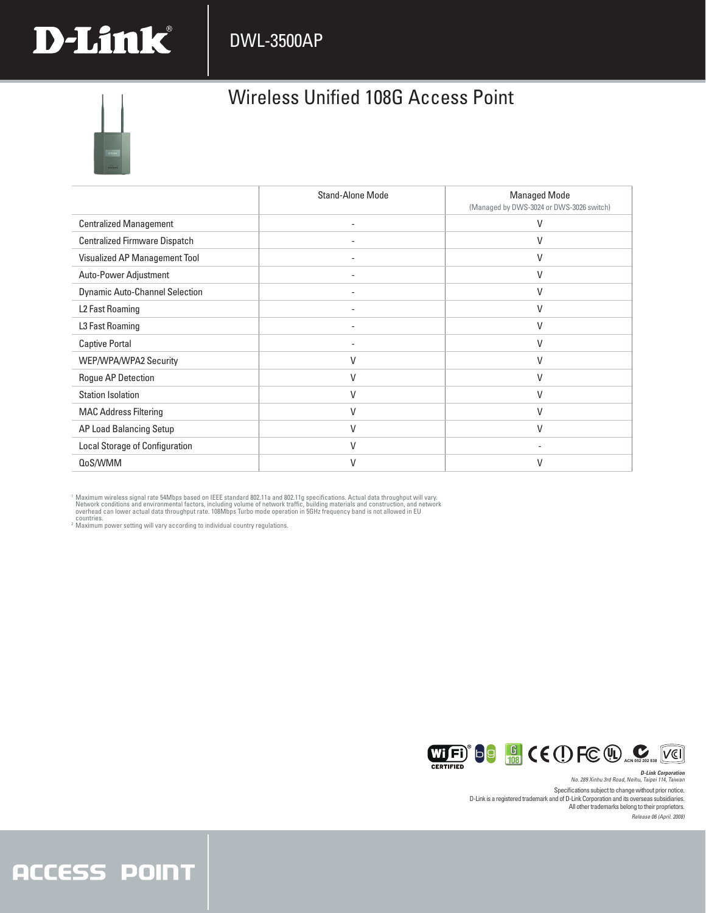# Wireless Unified 108G Access Point

| | Stand-Alone Mode | Managed Mode (Managed by DWS-3024 or DWS-3026 switch) |
|---|---|---|
| Centralized Management | - | V |
| Centralized Firmware Dispatch | - | V |
| Visualized AP Management Tool | - | V |
| Auto-Power Adjustment | - | V |
| Dynamic Auto-Channel Selection | - | V |
| L2 Fast Roaming | - | V |
| L3 Fast Roaming | - | V |
| Captive Portal | - | V |
| WEP/WPA/WPA2 Security | V | V |
| Rogue AP Detection | V | V |
| Station Isolation | V | V |
| MAC Address Filtering | V | V |
| AP Load Balancing Setup | V | V |
| Local Storage of Configuration | V | - |
| QoS/WMM | V | V |

[1] Maximum wireless signal rate 54Mbps based on IEEE standard 802.11a and 802.11g specifications. Actual data throughput will vary. Network conditions and environmental factors, including volume of network traffic, building materials and construction, and network overhead can lower actual data throughput rate. 108Mbps Turbo mode operation in 5GHz frequency band is not allowed in EU countries.
[2] Maximum power setting will vary according to individual country regulations.

ACN 052 202 838

***D-Link Corporation***
*No. 289 Xinhu 3rd Road, Neihu, Taipei 114, Taiwan*

Specifications subject to change without prior notice.
D-Link is a registered trademark and of D-Link Corporation and its overseas subsidiaries.
All other trademarks belong to their proprietors.

*Release 06 (April. 2008)*

ACCESS POINT